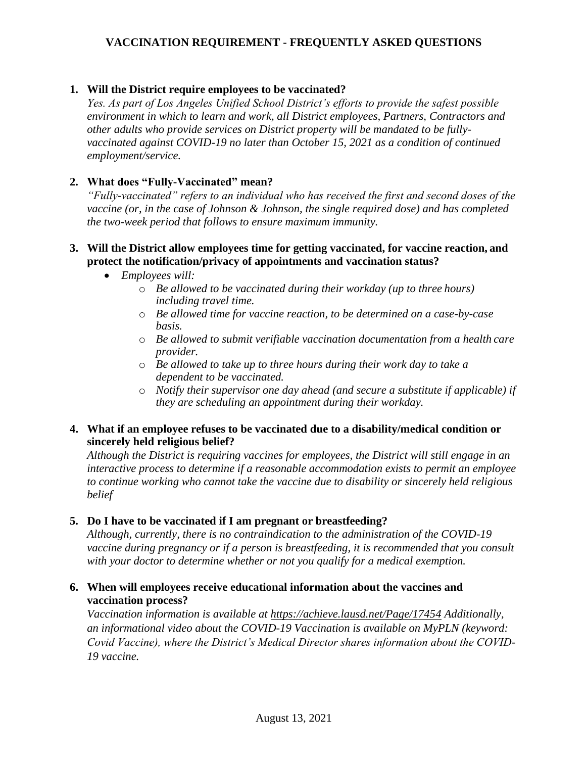# VACCINATION REQUIREMENT - FREQUENTLY ASKED QUESTIONS

1. **Will the District require employees to be vaccinated?**

   *Yes. As part of Los Angeles Unified School District's efforts to provide the safest possible environment in which to learn and work, all District employees, Partners, Contractors and other adults who provide services on District property will be mandated to be fully-vaccinated against COVID-19 no later than October 15, 2021 as a condition of continued employment/service.*

2. **What does "Fully-Vaccinated" mean?**

   *"Fully-vaccinated" refers to an individual who has received the first and second doses of the vaccine (or, in the case of Johnson & Johnson, the single required dose) and has completed the two-week period that follows to ensure maximum immunity.*

3. **Will the District allow employees time for getting vaccinated, for vaccine reaction, and protect the notification/privacy of appointments and vaccination status?**

   - *Employees will:*
     - *Be allowed to be vaccinated during their workday (up to three hours) including travel time.*
     - *Be allowed time for vaccine reaction, to be determined on a case-by-case basis.*
     - *Be allowed to submit verifiable vaccination documentation from a health care provider.*
     - *Be allowed to take up to three hours during their work day to take a dependent to be vaccinated.*
     - *Notify their supervisor one day ahead (and secure a substitute if applicable) if they are scheduling an appointment during their workday.*

4. **What if an employee refuses to be vaccinated due to a disability/medical condition or sincerely held religious belief?**

   *Although the District is requiring vaccines for employees, the District will still engage in an interactive process to determine if a reasonable accommodation exists to permit an employee to continue working who cannot take the vaccine due to disability or sincerely held religious belief*

5. **Do I have to be vaccinated if I am pregnant or breastfeeding?**

   *Although, currently, there is no contraindication to the administration of the COVID-19 vaccine during pregnancy or if a person is breastfeeding, it is recommended that you consult with your doctor to determine whether or not you qualify for a medical exemption.*

6. **When will employees receive educational information about the vaccines and vaccination process?**

   *Vaccination information is available at https://achieve.lausd.net/Page/17454 Additionally, an informational video about the COVID-19 Vaccination is available on MyPLN (keyword: Covid Vaccine), where the District's Medical Director shares information about the COVID-19 vaccine.*

August 13, 2021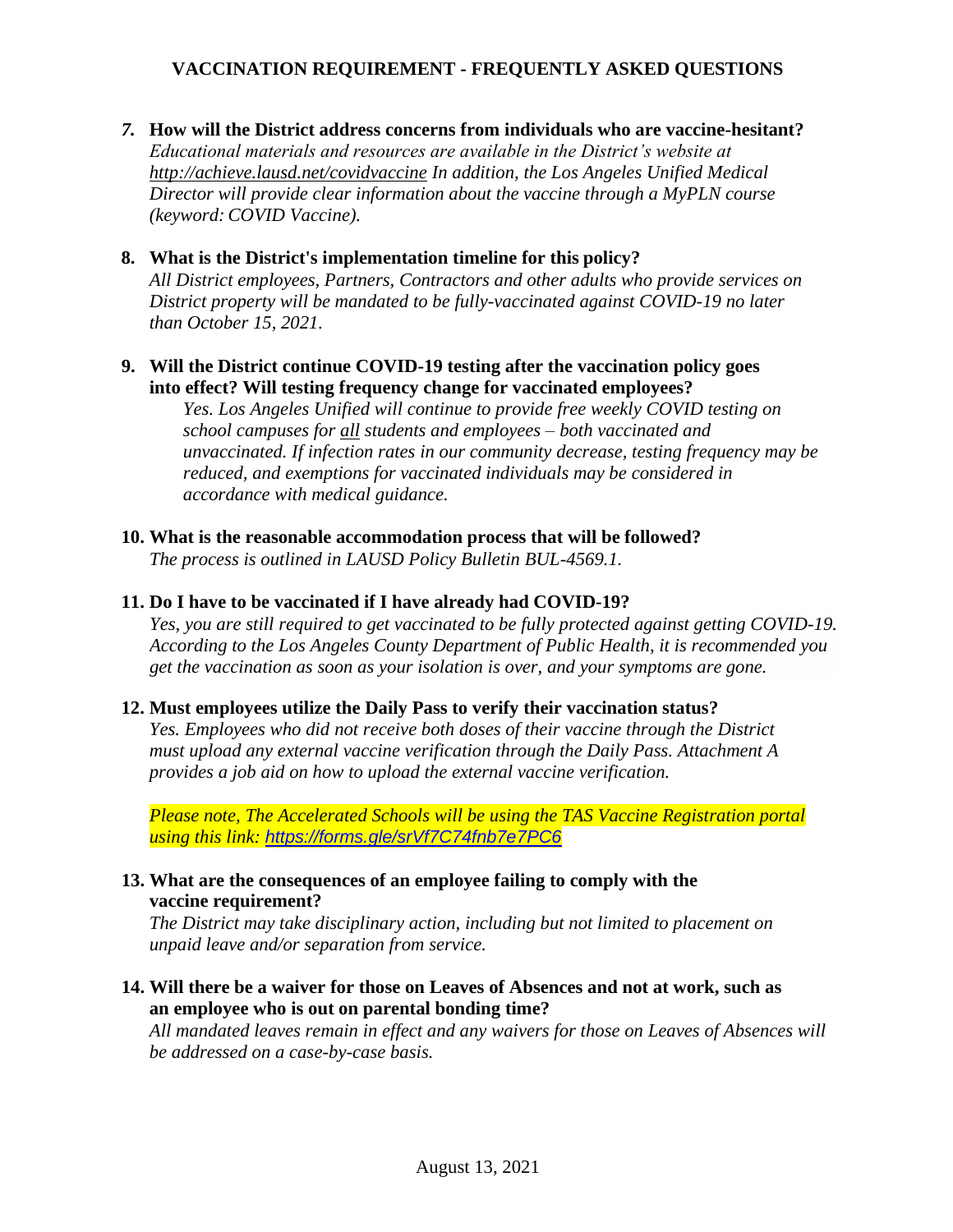# VACCINATION REQUIREMENT - FREQUENTLY ASKED QUESTIONS

7. **How will the District address concerns from individuals who are vaccine-hesitant?**
   *Educational materials and resources are available in the District's website at http://achieve.lausd.net/covidvaccine In addition, the Los Angeles Unified Medical Director will provide clear information about the vaccine through a MyPLN course (keyword: COVID Vaccine).*

8. **What is the District's implementation timeline for this policy?**
   *All District employees, Partners, Contractors and other adults who provide services on District property will be mandated to be fully-vaccinated against COVID-19 no later than October 15, 2021.*

9. **Will the District continue COVID-19 testing after the vaccination policy goes into effect? Will testing frequency change for vaccinated employees?**
   *Yes. Los Angeles Unified will continue to provide free weekly COVID testing on school campuses for all students and employees – both vaccinated and unvaccinated. If infection rates in our community decrease, testing frequency may be reduced, and exemptions for vaccinated individuals may be considered in accordance with medical guidance.*

10. **What is the reasonable accommodation process that will be followed?**
    *The process is outlined in LAUSD Policy Bulletin BUL-4569.1.*

11. **Do I have to be vaccinated if I have already had COVID-19?**
    *Yes, you are still required to get vaccinated to be fully protected against getting COVID-19. According to the Los Angeles County Department of Public Health, it is recommended you get the vaccination as soon as your isolation is over, and your symptoms are gone.*

12. **Must employees utilize the Daily Pass to verify their vaccination status?**
    *Yes. Employees who did not receive both doses of their vaccine through the District must upload any external vaccine verification through the Daily Pass. Attachment A provides a job aid on how to upload the external vaccine verification.*

    *Please note, The Accelerated Schools will be using the TAS Vaccine Registration portal using this link: https://forms.gle/srVf7C74fnb7e7PC6*

13. **What are the consequences of an employee failing to comply with the vaccine requirement?**
    *The District may take disciplinary action, including but not limited to placement on unpaid leave and/or separation from service.*

14. **Will there be a waiver for those on Leaves of Absences and not at work, such as an employee who is out on parental bonding time?**
    *All mandated leaves remain in effect and any waivers for those on Leaves of Absences will be addressed on a case-by-case basis.*

August 13, 2021